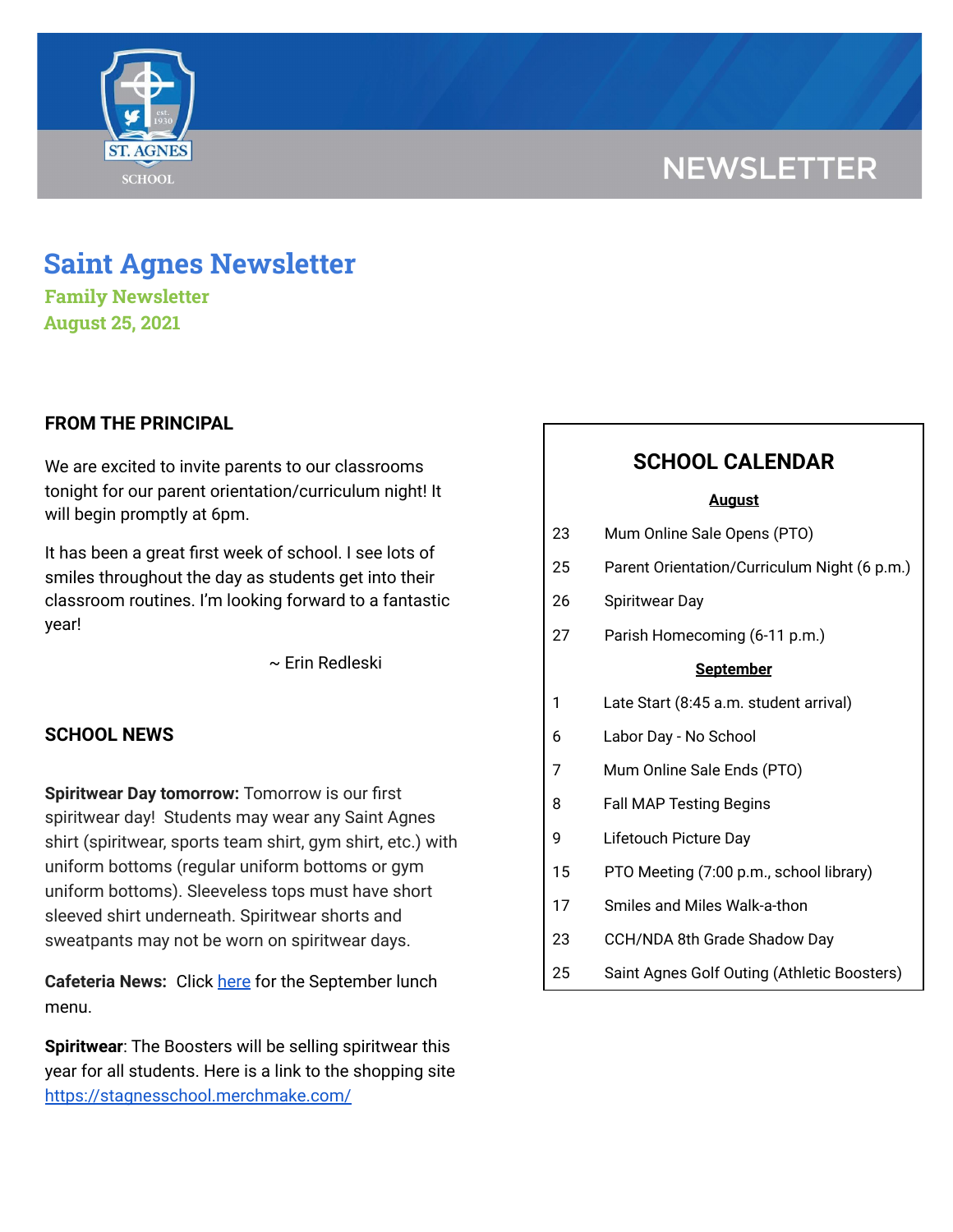NEWSLETTER

# Saint Agnes Newsletter

**Family Newsletter**
**August 25, 2021**

## FROM THE PRINCIPAL

We are excited to invite parents to our classrooms tonight for our parent orientation/curriculum night! It will begin promptly at 6pm.

It has been a great first week of school. I see lots of smiles throughout the day as students get into their classroom routines. I'm looking forward to a fantastic year!

~ Erin Redleski

## SCHOOL NEWS

**Spiritwear Day tomorrow:** Tomorrow is our first spiritwear day! Students may wear any Saint Agnes shirt (spiritwear, sports team shirt, gym shirt, etc.) with uniform bottoms (regular uniform bottoms or gym uniform bottoms). Sleeveless tops must have short sleeved shirt underneath. Spiritwear shorts and sweatpants may not be worn on spiritwear days.

**Cafeteria News:** Click here for the September lunch menu.

**Spiritwear**: The Boosters will be selling spiritwear this year for all students. Here is a link to the shopping site https://stagnesschool.merchmake.com/

## SCHOOL CALENDAR

**August**

| | |
|---|---|
| 23 | Mum Online Sale Opens (PTO) |
| 25 | Parent Orientation/Curriculum Night (6 p.m.) |
| 26 | Spiritwear Day |
| 27 | Parish Homecoming (6-11 p.m.) |

**September**

| | |
|---|---|
| 1 | Late Start (8:45 a.m. student arrival) |
| 6 | Labor Day - No School |
| 7 | Mum Online Sale Ends (PTO) |
| 8 | Fall MAP Testing Begins |
| 9 | Lifetouch Picture Day |
| 15 | PTO Meeting (7:00 p.m., school library) |
| 17 | Smiles and Miles Walk-a-thon |
| 23 | CCH/NDA 8th Grade Shadow Day |
| 25 | Saint Agnes Golf Outing (Athletic Boosters) |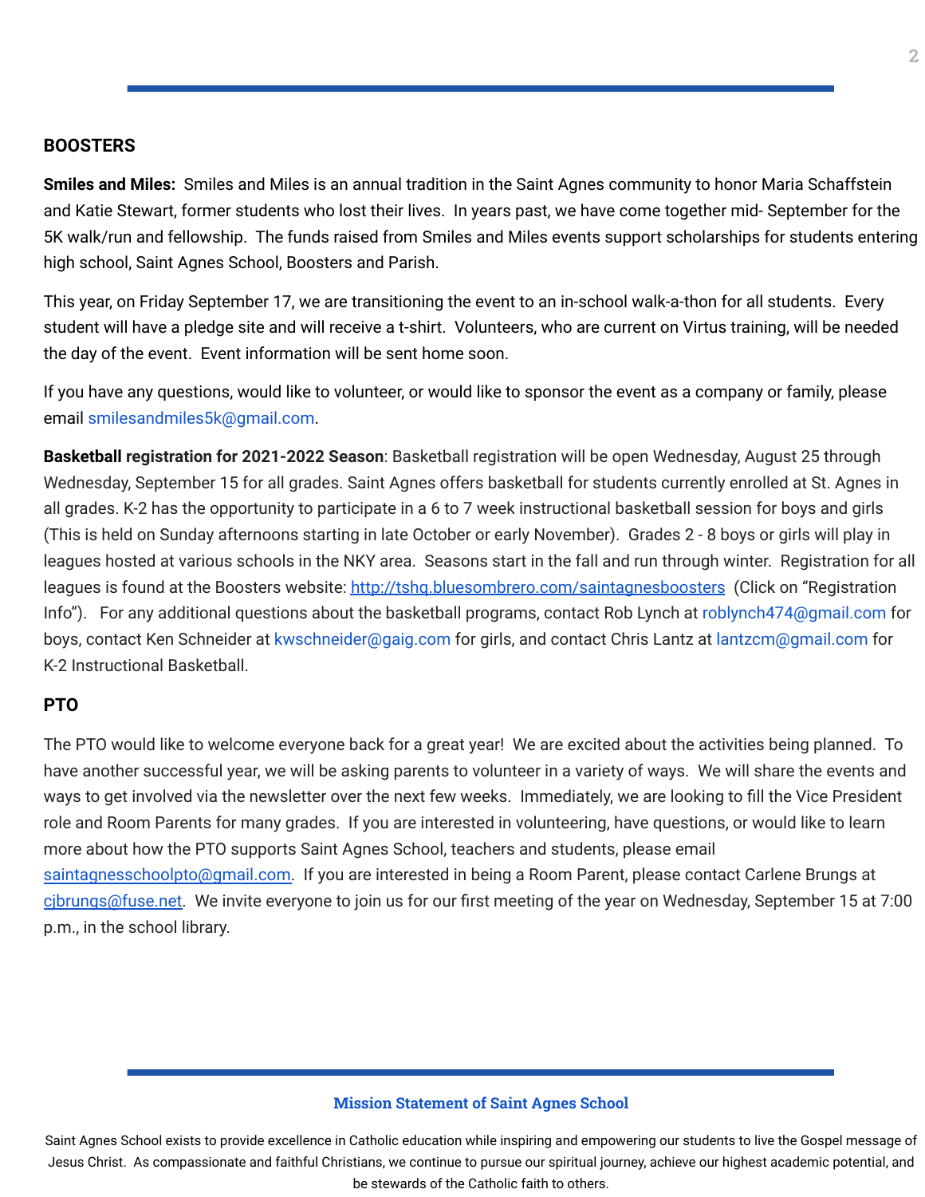## BOOSTERS

**Smiles and Miles:** Smiles and Miles is an annual tradition in the Saint Agnes community to honor Maria Schaffstein and Katie Stewart, former students who lost their lives. In years past, we have come together mid- September for the 5K walk/run and fellowship. The funds raised from Smiles and Miles events support scholarships for students entering high school, Saint Agnes School, Boosters and Parish.

This year, on Friday September 17, we are transitioning the event to an in-school walk-a-thon for all students. Every student will have a pledge site and will receive a t-shirt. Volunteers, who are current on Virtus training, will be needed the day of the event. Event information will be sent home soon.

If you have any questions, would like to volunteer, or would like to sponsor the event as a company or family, please email smilesandmiles5k@gmail.com.

**Basketball registration for 2021-2022 Season**: Basketball registration will be open Wednesday, August 25 through Wednesday, September 15 for all grades. Saint Agnes offers basketball for students currently enrolled at St. Agnes in all grades. K-2 has the opportunity to participate in a 6 to 7 week instructional basketball session for boys and girls (This is held on Sunday afternoons starting in late October or early November). Grades 2 - 8 boys or girls will play in leagues hosted at various schools in the NKY area. Seasons start in the fall and run through winter. Registration for all leagues is found at the Boosters website: http://tshq.bluesombrero.com/saintagnesboosters (Click on "Registration Info"). For any additional questions about the basketball programs, contact Rob Lynch at roblynch474@gmail.com for boys, contact Ken Schneider at kwschneider@gaig.com for girls, and contact Chris Lantz at lantzcm@gmail.com for K-2 Instructional Basketball.

## PTO

The PTO would like to welcome everyone back for a great year! We are excited about the activities being planned. To have another successful year, we will be asking parents to volunteer in a variety of ways. We will share the events and ways to get involved via the newsletter over the next few weeks. Immediately, we are looking to fill the Vice President role and Room Parents for many grades. If you are interested in volunteering, have questions, or would like to learn more about how the PTO supports Saint Agnes School, teachers and students, please email saintagnesschoolpto@gmail.com. If you are interested in being a Room Parent, please contact Carlene Brungs at cjbrungs@fuse.net. We invite everyone to join us for our first meeting of the year on Wednesday, September 15 at 7:00 p.m., in the school library.

**Mission Statement of Saint Agnes School**

Saint Agnes School exists to provide excellence in Catholic education while inspiring and empowering our students to live the Gospel message of Jesus Christ. As compassionate and faithful Christians, we continue to pursue our spiritual journey, achieve our highest academic potential, and be stewards of the Catholic faith to others.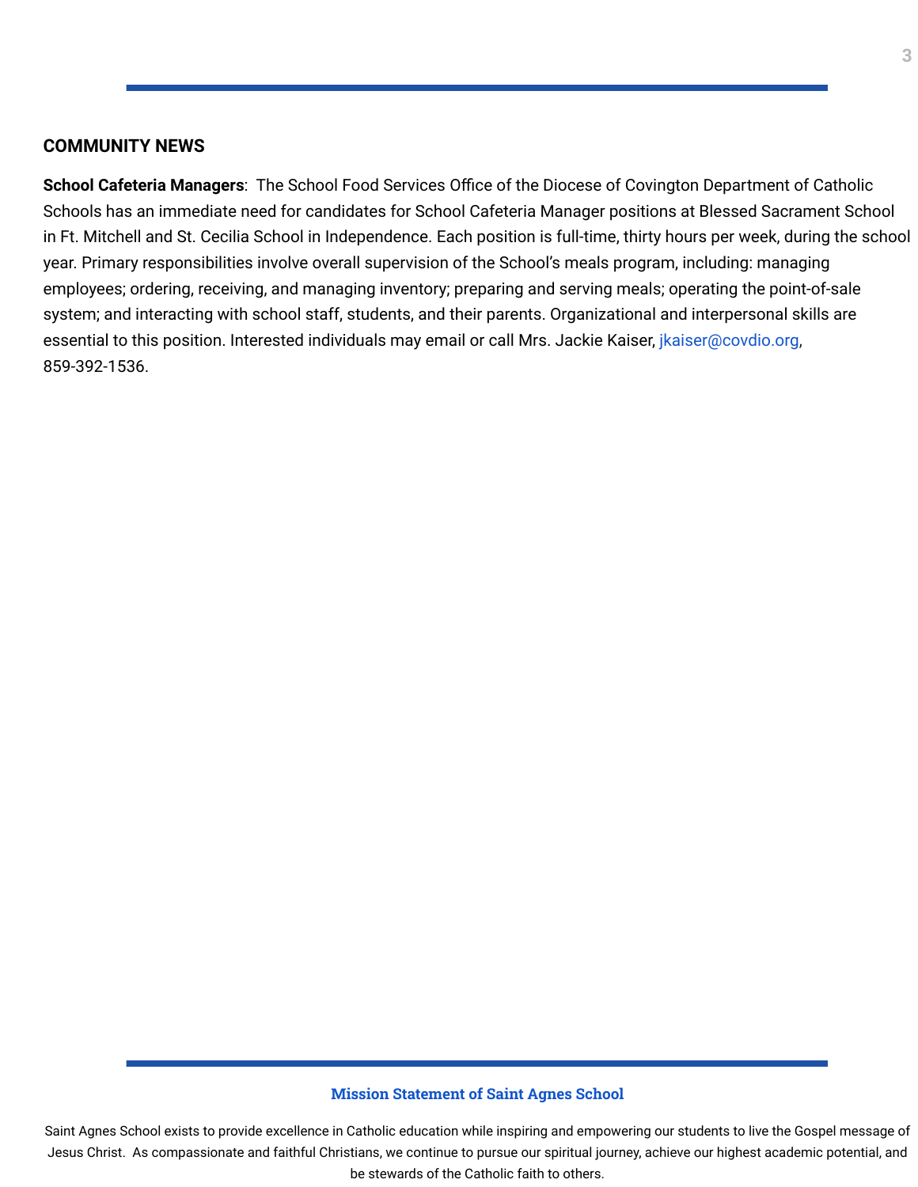## COMMUNITY NEWS

**School Cafeteria Managers**: The School Food Services Office of the Diocese of Covington Department of Catholic Schools has an immediate need for candidates for School Cafeteria Manager positions at Blessed Sacrament School in Ft. Mitchell and St. Cecilia School in Independence. Each position is full-time, thirty hours per week, during the school year. Primary responsibilities involve overall supervision of the School's meals program, including: managing employees; ordering, receiving, and managing inventory; preparing and serving meals; operating the point-of-sale system; and interacting with school staff, students, and their parents. Organizational and interpersonal skills are essential to this position. Interested individuals may email or call Mrs. Jackie Kaiser, jkaiser@covdio.org, 859-392-1536.

### Mission Statement of Saint Agnes School

Saint Agnes School exists to provide excellence in Catholic education while inspiring and empowering our students to live the Gospel message of Jesus Christ. As compassionate and faithful Christians, we continue to pursue our spiritual journey, achieve our highest academic potential, and be stewards of the Catholic faith to others.